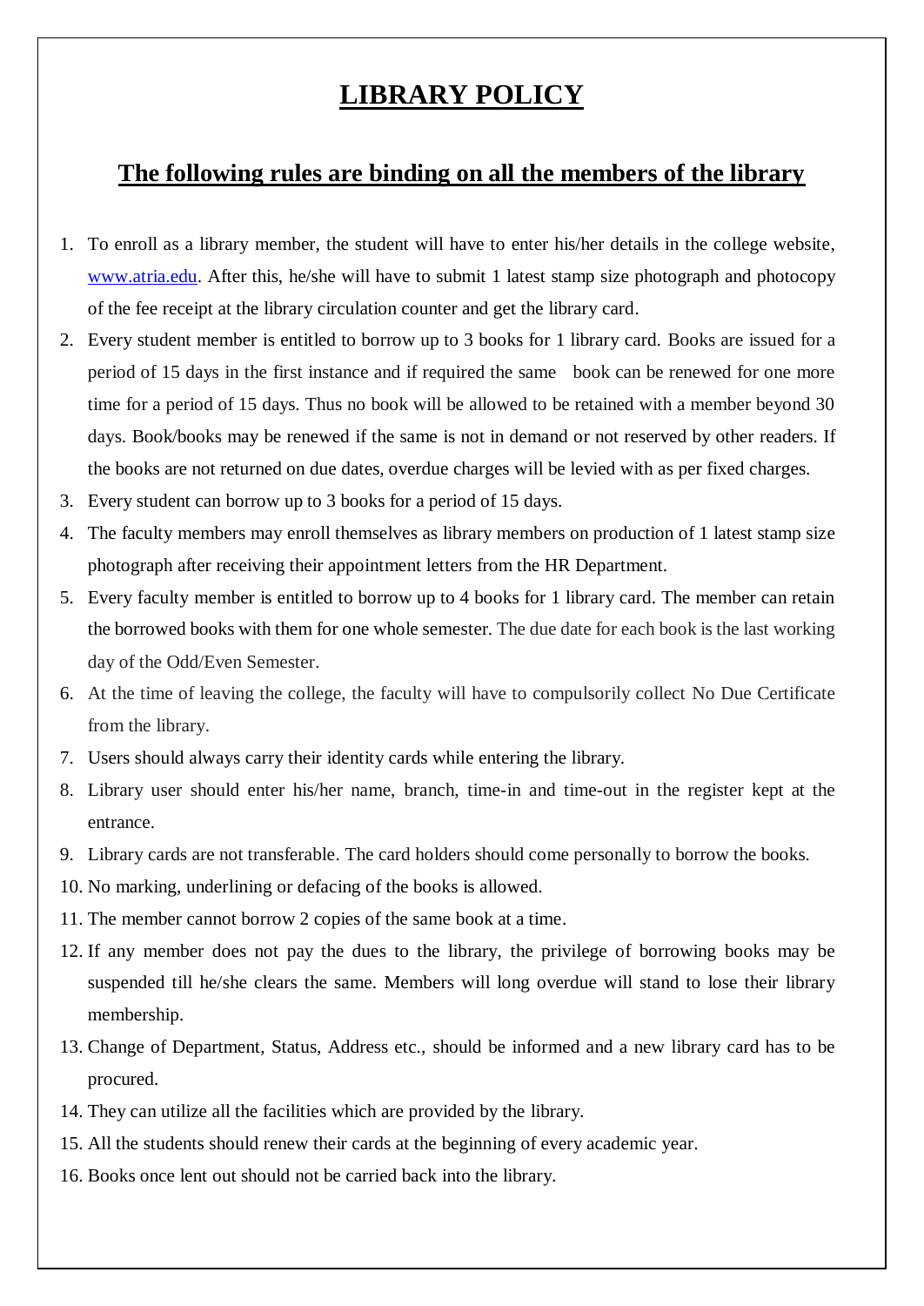# LIBRARY POLICY

## The following rules are binding on all the members of the library

1. To enroll as a library member, the student will have to enter his/her details in the college website, [www.atria.edu](http://www.atria.edu). After this, he/she will have to submit 1 latest stamp size photograph and photocopy of the fee receipt at the library circulation counter and get the library card.
2. Every student member is entitled to borrow up to 3 books for 1 library card. Books are issued for a period of 15 days in the first instance and if required the same book can be renewed for one more time for a period of 15 days. Thus no book will be allowed to be retained with a member beyond 30 days. Book/books may be renewed if the same is not in demand or not reserved by other readers. If the books are not returned on due dates, overdue charges will be levied with as per fixed charges.
3. Every student can borrow up to 3 books for a period of 15 days.
4. The faculty members may enroll themselves as library members on production of 1 latest stamp size photograph after receiving their appointment letters from the HR Department.
5. Every faculty member is entitled to borrow up to 4 books for 1 library card. The member can retain the borrowed books with them for one whole semester. The due date for each book is the last working day of the Odd/Even Semester.
6. At the time of leaving the college, the faculty will have to compulsorily collect No Due Certificate from the library.
7. Users should always carry their identity cards while entering the library.
8. Library user should enter his/her name, branch, time-in and time-out in the register kept at the entrance.
9. Library cards are not transferable. The card holders should come personally to borrow the books.
10. No marking, underlining or defacing of the books is allowed.
11. The member cannot borrow 2 copies of the same book at a time.
12. If any member does not pay the dues to the library, the privilege of borrowing books may be suspended till he/she clears the same. Members will long overdue will stand to lose their library membership.
13. Change of Department, Status, Address etc., should be informed and a new library card has to be procured.
14. They can utilize all the facilities which are provided by the library.
15. All the students should renew their cards at the beginning of every academic year.
16. Books once lent out should not be carried back into the library.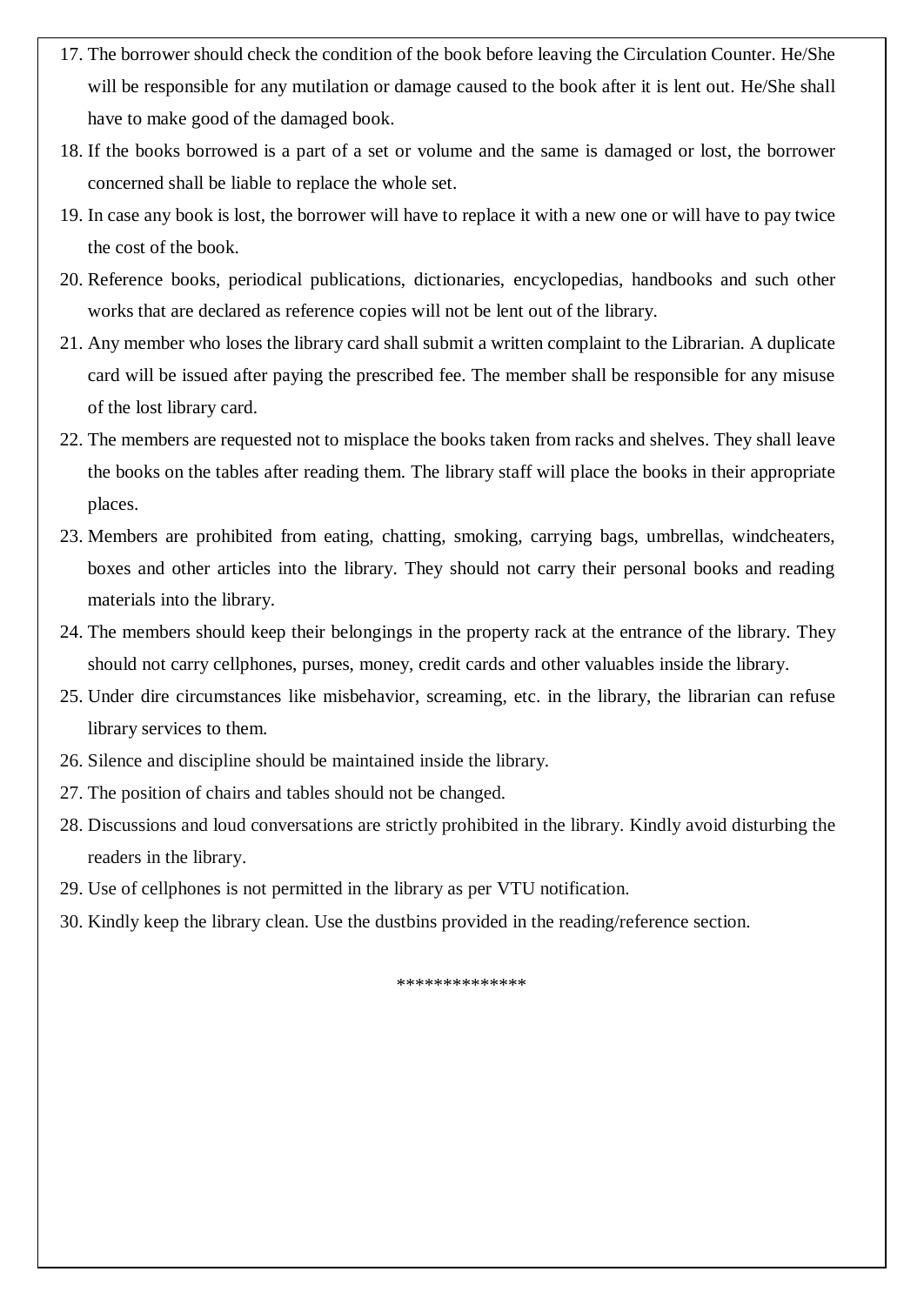17. The borrower should check the condition of the book before leaving the Circulation Counter. He/She will be responsible for any mutilation or damage caused to the book after it is lent out. He/She shall have to make good of the damaged book.
18. If the books borrowed is a part of a set or volume and the same is damaged or lost, the borrower concerned shall be liable to replace the whole set.
19. In case any book is lost, the borrower will have to replace it with a new one or will have to pay twice the cost of the book.
20. Reference books, periodical publications, dictionaries, encyclopedias, handbooks and such other works that are declared as reference copies will not be lent out of the library.
21. Any member who loses the library card shall submit a written complaint to the Librarian. A duplicate card will be issued after paying the prescribed fee. The member shall be responsible for any misuse of the lost library card.
22. The members are requested not to misplace the books taken from racks and shelves. They shall leave the books on the tables after reading them. The library staff will place the books in their appropriate places.
23. Members are prohibited from eating, chatting, smoking, carrying bags, umbrellas, windcheaters, boxes and other articles into the library. They should not carry their personal books and reading materials into the library.
24. The members should keep their belongings in the property rack at the entrance of the library. They should not carry cellphones, purses, money, credit cards and other valuables inside the library.
25. Under dire circumstances like misbehavior, screaming, etc. in the library, the librarian can refuse library services to them.
26. Silence and discipline should be maintained inside the library.
27. The position of chairs and tables should not be changed.
28. Discussions and loud conversations are strictly prohibited in the library. Kindly avoid disturbing the readers in the library.
29. Use of cellphones is not permitted in the library as per VTU notification.
30. Kindly keep the library clean. Use the dustbins provided in the reading/reference section.

**************